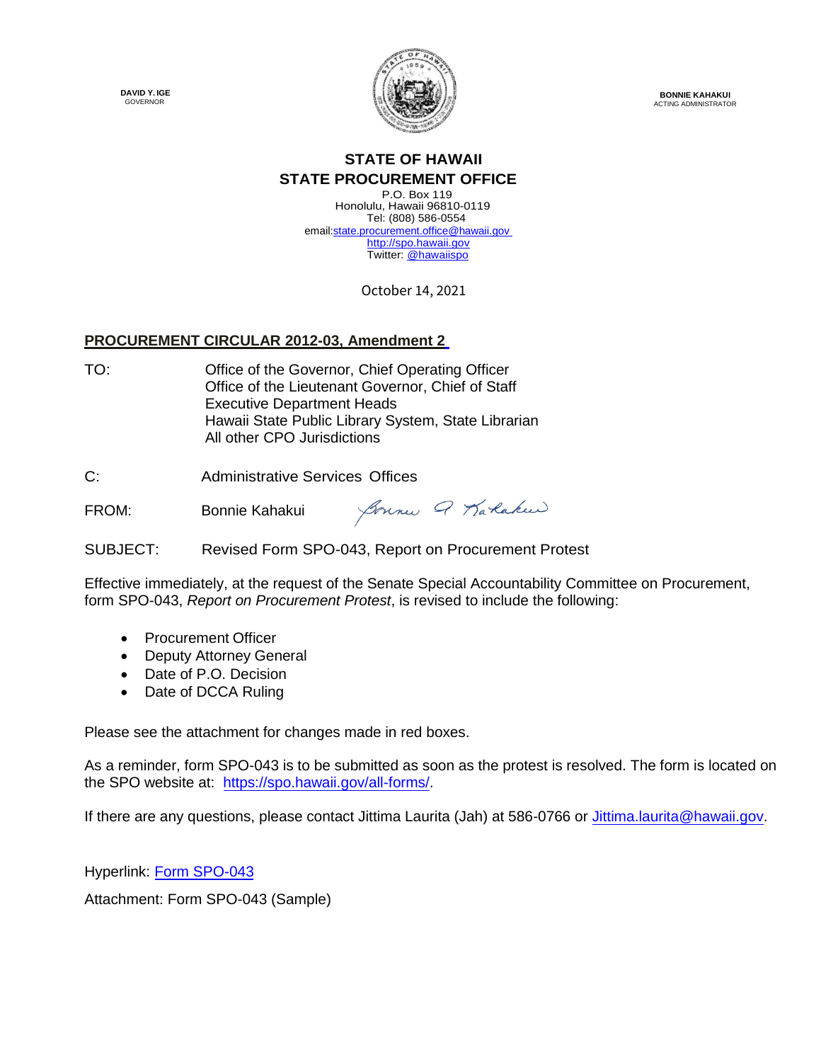**DAVID Y. IGE**
GOVERNOR

**BONNIE KAHAKUI**
ACTING ADMINISTRATOR

**STATE OF HAWAII**
**STATE PROCUREMENT OFFICE**

P.O. Box 119
Honolulu, Hawaii 96810-0119
Tel: (808) 586-0554
email:state.procurement.office@hawaii.gov
http://spo.hawaii.gov
Twitter: @hawaiispo

October 14, 2021

**PROCUREMENT CIRCULAR 2012-03, Amendment 2**

TO: Office of the Governor, Chief Operating Officer
Office of the Lieutenant Governor, Chief of Staff
Executive Department Heads
Hawaii State Public Library System, State Librarian
All other CPO Jurisdictions

C: Administrative Services Offices

FROM: Bonnie Kahakui

SUBJECT: Revised Form SPO-043, Report on Procurement Protest

Effective immediately, at the request of the Senate Special Accountability Committee on Procurement, form SPO-043, *Report on Procurement Protest*, is revised to include the following:

- Procurement Officer
- Deputy Attorney General
- Date of P.O. Decision
- Date of DCCA Ruling

Please see the attachment for changes made in red boxes.

As a reminder, form SPO-043 is to be submitted as soon as the protest is resolved. The form is located on the SPO website at: https://spo.hawaii.gov/all-forms/.

If there are any questions, please contact Jittima Laurita (Jah) at 586-0766 or Jittima.laurita@hawaii.gov.

Hyperlink: Form SPO-043

Attachment: Form SPO-043 (Sample)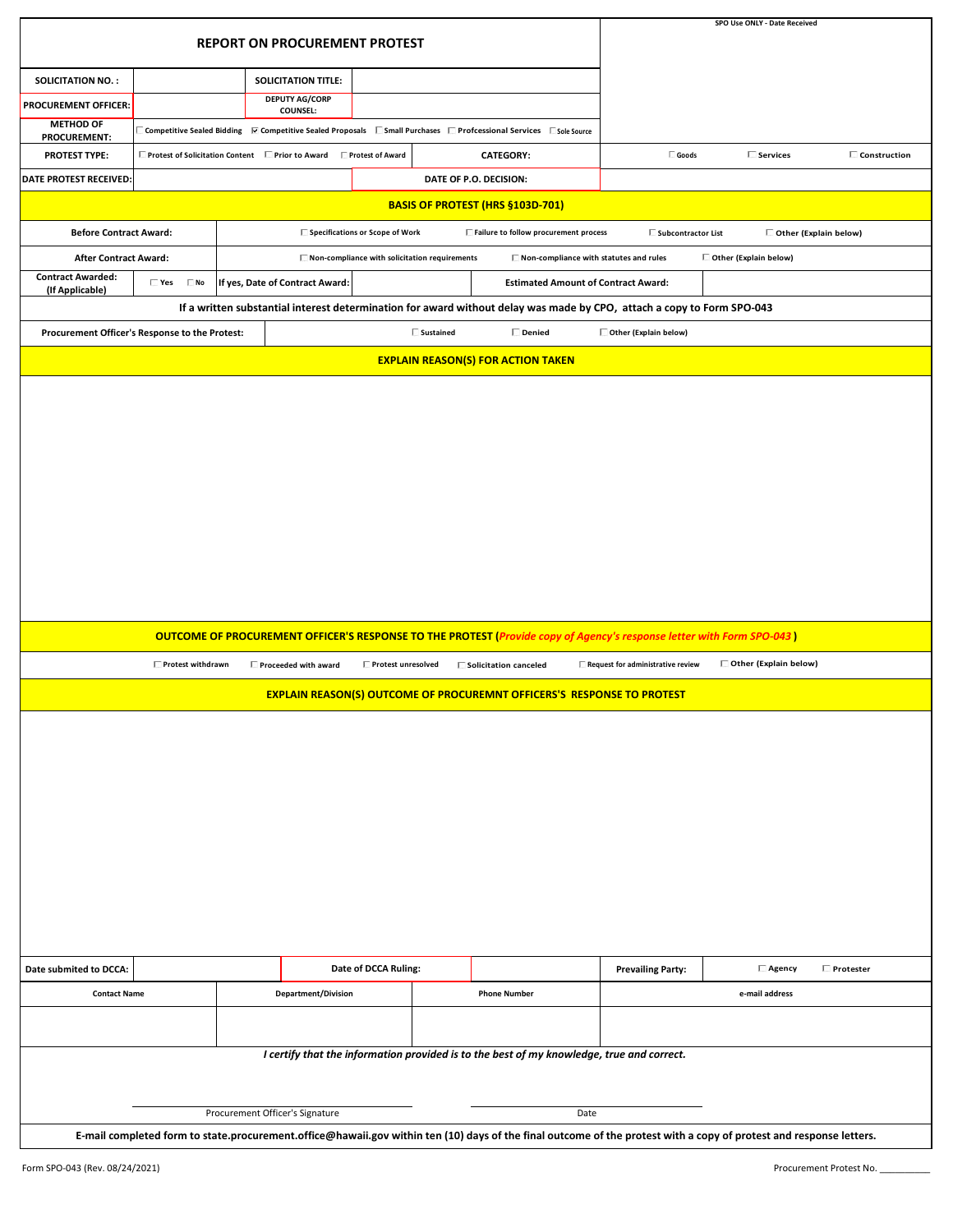# REPORT ON PROCUREMENT PROTEST

SPO Use ONLY - Date Received

| | | | |
|---|---|---|---|
| **SOLICITATION NO. :** | | **SOLICITATION TITLE:** | |
| **PROCUREMENT OFFICER:** | | **DEPUTY AG/CORP COUNSEL:** | |

**METHOD OF PROCUREMENT:** ☐ Competitive Sealed Bidding ☑ Competitive Sealed Proposals ☐ Small Purchases ☐ Profcessional Services ☐ Sole Source

**PROTEST TYPE:** ☐ Protest of Solicitation Content ☐ Prior to Award ☐ Protest of Award

**CATEGORY:** ☐ Goods ☐ Services ☐ Construction

**DATE PROTEST RECEIVED:** | **DATE OF P.O. DECISION:**

## BASIS OF PROTEST (HRS §103D-701)

**Before Contract Award:** ☐ Specifications or Scope of Work ☐ Failure to follow procurement process ☐ Subcontractor List ☐ Other (Explain below)

**After Contract Award:** ☐ Non-compliance with solicitation requirements ☐ Non-compliance with statutes and rules ☐ Other (Explain below)

**Contract Awarded: (If Applicable)** ☐ Yes ☐ No | **If yes, Date of Contract Award:** | **Estimated Amount of Contract Award:**

**If a written substantial interest determination for award without delay was made by CPO, attach a copy to Form SPO-043**

**Procurement Officer's Response to the Protest:** ☐ Sustained ☐ Denied ☐ Other (Explain below)

## EXPLAIN REASON(S) FOR ACTION TAKEN

## OUTCOME OF PROCUREMENT OFFICER'S RESPONSE TO THE PROTEST (*Provide copy of Agency's response letter with Form SPO-043*)

☐ Protest withdrawn ☐ Proceeded with award ☐ Protest unresolved ☐ Solicitation canceled ☐ Request for administrative review ☐ Other (Explain below)

## EXPLAIN REASON(S) OUTCOME OF PROCUREMNT OFFICERS'S RESPONSE TO PROTEST

**Date submited to DCCA:** | **Date of DCCA Ruling:** | **Prevailing Party:** ☐ Agency ☐ Protester

| Contact Name | Department/Division | Phone Number | e-mail address |
|---|---|---|---|
| | | | |

***I certify that the information provided is to the best of my knowledge, true and correct.***

\_\_\_\_\_\_\_\_\_\_\_\_\_\_\_\_\_\_\_\_\_\_\_\_\_\_\_\_\_\_
Procurement Officer's Signature

\_\_\_\_\_\_\_\_\_\_\_\_\_\_\_\_\_\_\_\_\_\_\_\_\_\_\_\_\_\_
Date

**E-mail completed form to state.procurement.office@hawaii.gov within ten (10) days of the final outcome of the protest with a copy of protest and response letters.**

Form SPO-043 (Rev. 08/24/2021)

Procurement Protest No. \_\_\_\_\_\_\_\_\_\_